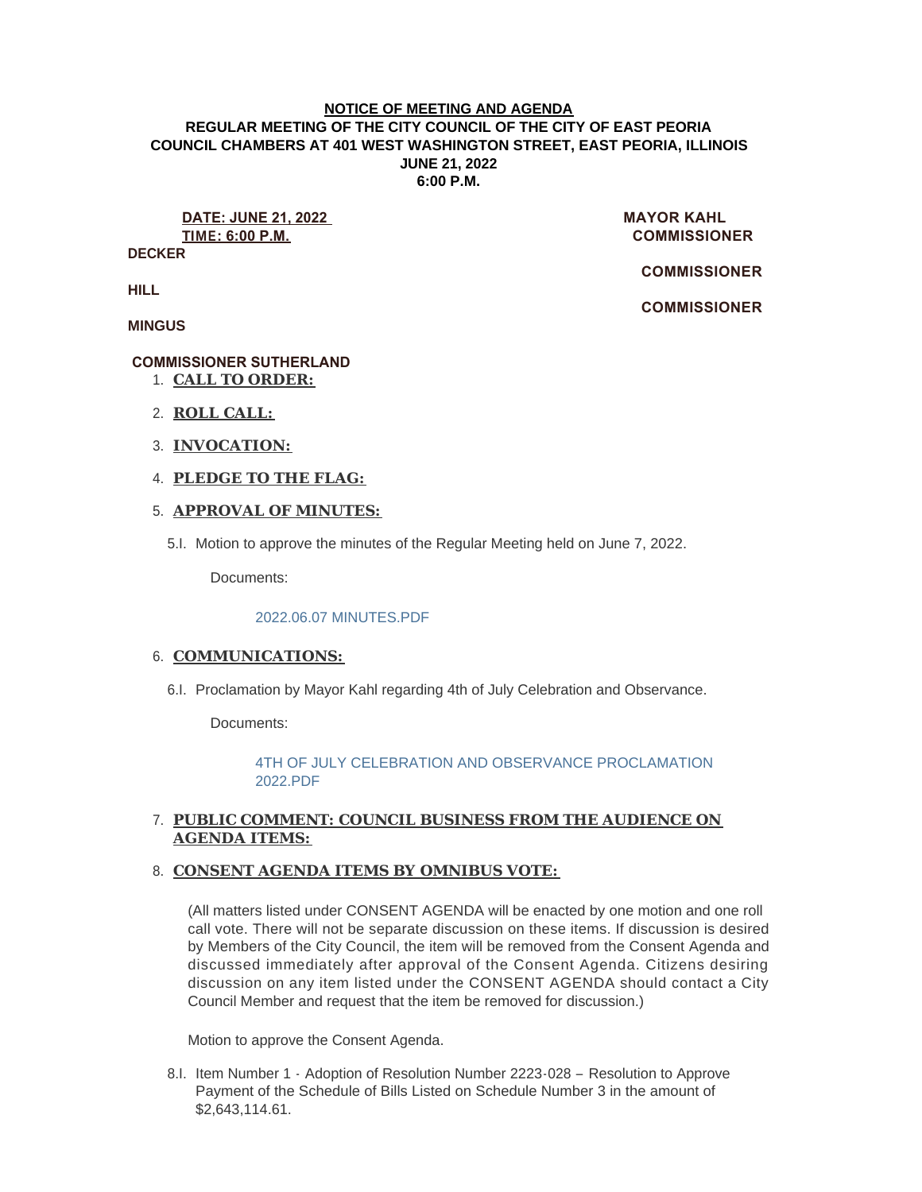**NOTICE OF MEETING AND AGENDA**
**REGULAR MEETING OF THE CITY COUNCIL OF THE CITY OF EAST PEORIA**
**COUNCIL CHAMBERS AT 401 WEST WASHINGTON STREET, EAST PEORIA, ILLINOIS**
**JUNE 21, 2022**
**6:00 P.M.**

**DATE: JUNE 21, 2022**
**TIME: 6:00 P.M.**

**MAYOR KAHL**
**COMMISSIONER DECKER**
**COMMISSIONER HILL**
**COMMISSIONER MINGUS**
**COMMISSIONER SUTHERLAND**

1. **CALL TO ORDER:**

2. **ROLL CALL:**

3. **INVOCATION:**

4. **PLEDGE TO THE FLAG:**

5. **APPROVAL OF MINUTES:**

   5.I. Motion to approve the minutes of the Regular Meeting held on June 7, 2022.

   Documents:

   2022.06.07 MINUTES.PDF

6. **COMMUNICATIONS:**

   6.I. Proclamation by Mayor Kahl regarding 4th of July Celebration and Observance.

   Documents:

   4TH OF JULY CELEBRATION AND OBSERVANCE PROCLAMATION 2022.PDF

7. **PUBLIC COMMENT: COUNCIL BUSINESS FROM THE AUDIENCE ON AGENDA ITEMS:**

8. **CONSENT AGENDA ITEMS BY OMNIBUS VOTE:**

   (All matters listed under CONSENT AGENDA will be enacted by one motion and one roll call vote. There will not be separate discussion on these items. If discussion is desired by Members of the City Council, the item will be removed from the Consent Agenda and discussed immediately after approval of the Consent Agenda. Citizens desiring discussion on any item listed under the CONSENT AGENDA should contact a City Council Member and request that the item be removed for discussion.)

   Motion to approve the Consent Agenda.

   8.I. Item Number 1 - Adoption of Resolution Number 2223-028 – Resolution to Approve Payment of the Schedule of Bills Listed on Schedule Number 3 in the amount of $2,643,114.61.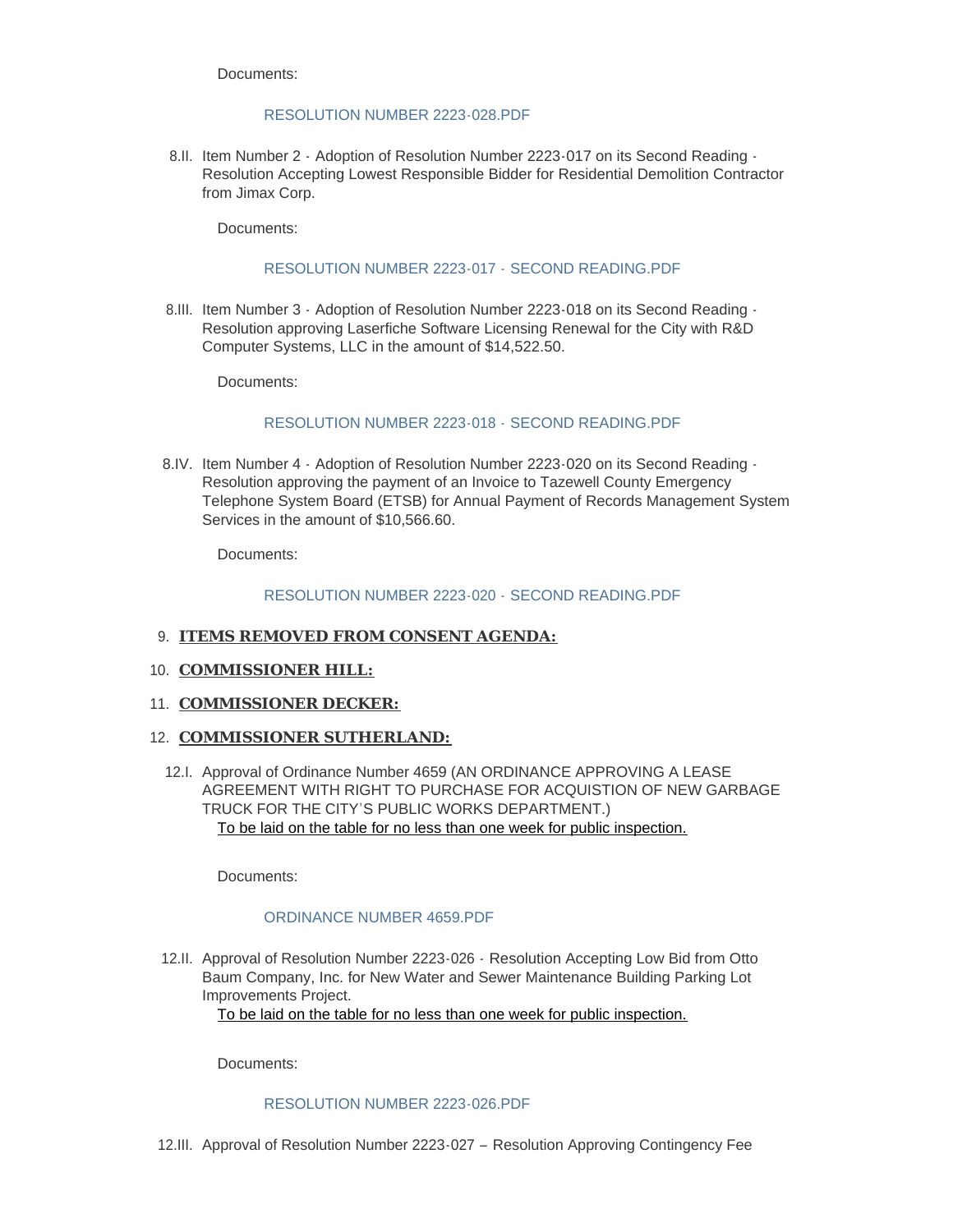Documents:

RESOLUTION NUMBER 2223-028.PDF

8.II. Item Number 2 - Adoption of Resolution Number 2223-017 on its Second Reading - Resolution Accepting Lowest Responsible Bidder for Residential Demolition Contractor from Jimax Corp.

Documents:

RESOLUTION NUMBER 2223-017 - SECOND READING.PDF

8.III. Item Number 3 - Adoption of Resolution Number 2223-018 on its Second Reading - Resolution approving Laserfiche Software Licensing Renewal for the City with R&D Computer Systems, LLC in the amount of $14,522.50.

Documents:

RESOLUTION NUMBER 2223-018 - SECOND READING.PDF

8.IV. Item Number 4 - Adoption of Resolution Number 2223-020 on its Second Reading - Resolution approving the payment of an Invoice to Tazewell County Emergency Telephone System Board (ETSB) for Annual Payment of Records Management System Services in the amount of $10,566.60.

Documents:

RESOLUTION NUMBER 2223-020 - SECOND READING.PDF

## 9. ITEMS REMOVED FROM CONSENT AGENDA:

## 10. COMMISSIONER HILL:

## 11. COMMISSIONER DECKER:

## 12. COMMISSIONER SUTHERLAND:

12.I. Approval of Ordinance Number 4659 (AN ORDINANCE APPROVING A LEASE AGREEMENT WITH RIGHT TO PURCHASE FOR ACQUISTION OF NEW GARBAGE TRUCK FOR THE CITY'S PUBLIC WORKS DEPARTMENT.)
To be laid on the table for no less than one week for public inspection.

Documents:

ORDINANCE NUMBER 4659.PDF

12.II. Approval of Resolution Number 2223-026 - Resolution Accepting Low Bid from Otto Baum Company, Inc. for New Water and Sewer Maintenance Building Parking Lot Improvements Project.
To be laid on the table for no less than one week for public inspection.

Documents:

RESOLUTION NUMBER 2223-026.PDF

12.III. Approval of Resolution Number 2223-027 – Resolution Approving Contingency Fee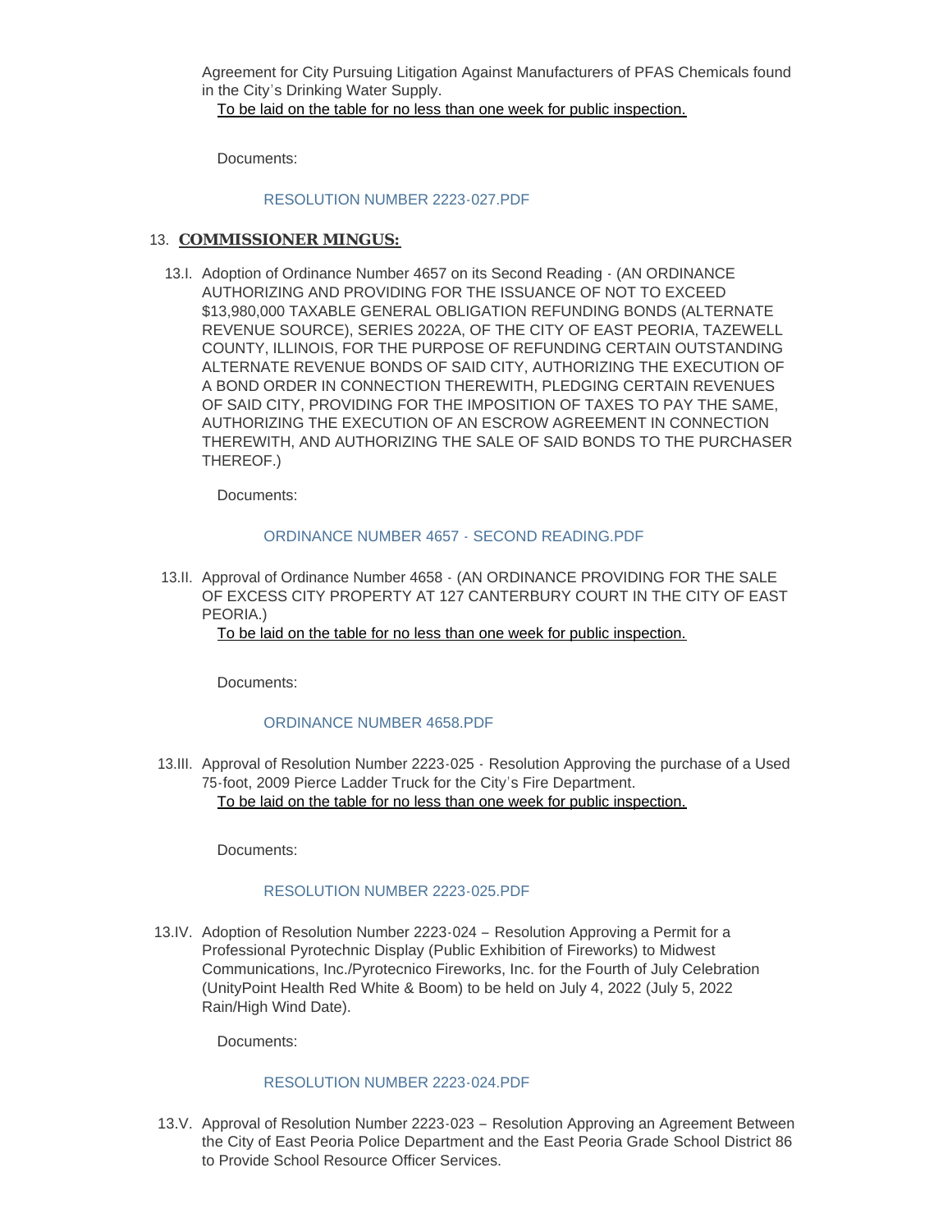Agreement for City Pursuing Litigation Against Manufacturers of PFAS Chemicals found in the City's Drinking Water Supply.

To be laid on the table for no less than one week for public inspection.

Documents:

RESOLUTION NUMBER 2223-027.PDF

## 13. COMMISSIONER MINGUS:

13.I. Adoption of Ordinance Number 4657 on its Second Reading - (AN ORDINANCE AUTHORIZING AND PROVIDING FOR THE ISSUANCE OF NOT TO EXCEED $13,980,000 TAXABLE GENERAL OBLIGATION REFUNDING BONDS (ALTERNATE REVENUE SOURCE), SERIES 2022A, OF THE CITY OF EAST PEORIA, TAZEWELL COUNTY, ILLINOIS, FOR THE PURPOSE OF REFUNDING CERTAIN OUTSTANDING ALTERNATE REVENUE BONDS OF SAID CITY, AUTHORIZING THE EXECUTION OF A BOND ORDER IN CONNECTION THEREWITH, PLEDGING CERTAIN REVENUES OF SAID CITY, PROVIDING FOR THE IMPOSITION OF TAXES TO PAY THE SAME, AUTHORIZING THE EXECUTION OF AN ESCROW AGREEMENT IN CONNECTION THEREWITH, AND AUTHORIZING THE SALE OF SAID BONDS TO THE PURCHASER THEREOF.)

Documents:

ORDINANCE NUMBER 4657 - SECOND READING.PDF

13.II. Approval of Ordinance Number 4658 - (AN ORDINANCE PROVIDING FOR THE SALE OF EXCESS CITY PROPERTY AT 127 CANTERBURY COURT IN THE CITY OF EAST PEORIA.)

To be laid on the table for no less than one week for public inspection.

Documents:

ORDINANCE NUMBER 4658.PDF

13.III. Approval of Resolution Number 2223-025 - Resolution Approving the purchase of a Used 75-foot, 2009 Pierce Ladder Truck for the City's Fire Department.

To be laid on the table for no less than one week for public inspection.

Documents:

RESOLUTION NUMBER 2223-025.PDF

13.IV. Adoption of Resolution Number 2223-024 – Resolution Approving a Permit for a Professional Pyrotechnic Display (Public Exhibition of Fireworks) to Midwest Communications, Inc./Pyrotecnico Fireworks, Inc. for the Fourth of July Celebration (UnityPoint Health Red White & Boom) to be held on July 4, 2022 (July 5, 2022 Rain/High Wind Date).

Documents:

RESOLUTION NUMBER 2223-024.PDF

13.V. Approval of Resolution Number 2223-023 – Resolution Approving an Agreement Between the City of East Peoria Police Department and the East Peoria Grade School District 86 to Provide School Resource Officer Services.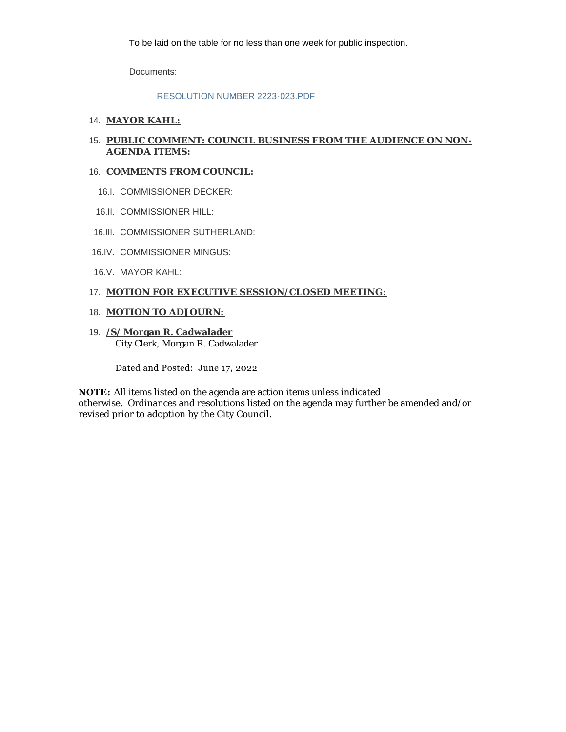To be laid on the table for no less than one week for public inspection.

Documents:

RESOLUTION NUMBER 2223-023.PDF

14. **MAYOR KAHL:**

15. **PUBLIC COMMENT: COUNCIL BUSINESS FROM THE AUDIENCE ON NON-AGENDA ITEMS:**

16. **COMMENTS FROM COUNCIL:**

    16.I. COMMISSIONER DECKER:

    16.II. COMMISSIONER HILL:

    16.III. COMMISSIONER SUTHERLAND:

    16.IV. COMMISSIONER MINGUS:

    16.V. MAYOR KAHL:

17. **MOTION FOR EXECUTIVE SESSION/CLOSED MEETING:**

18. **MOTION TO ADJOURN:**

19. **/S/ Morgan R. Cadwalader**
    City Clerk, Morgan R. Cadwalader

    Dated and Posted: June 17, 2022

**NOTE:** All items listed on the agenda are action items unless indicated otherwise. Ordinances and resolutions listed on the agenda may further be amended and/or revised prior to adoption by the City Council.